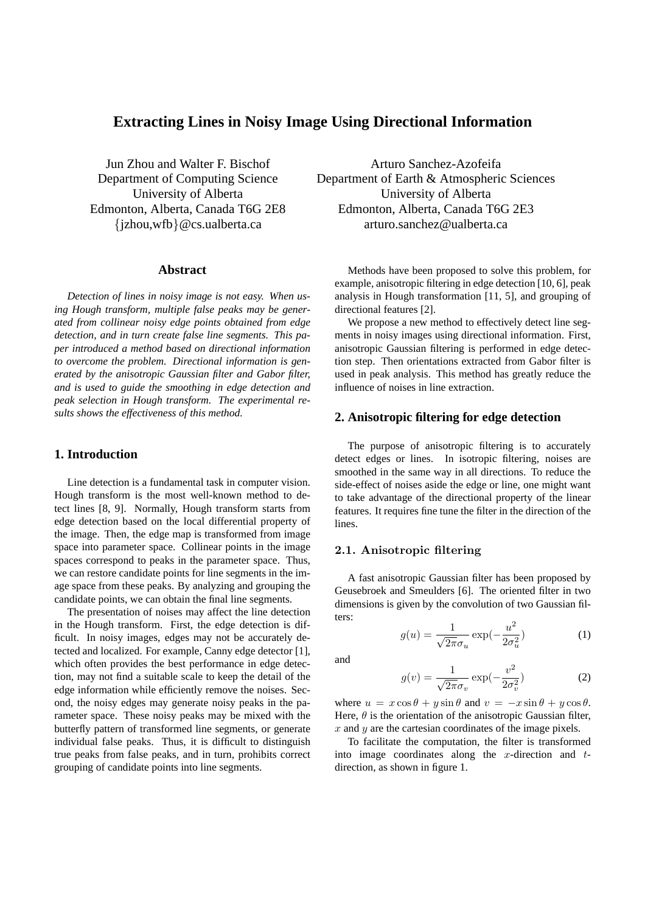# Extracting Lines in Noisy Image Using Directional Information

Jun Zhou and Walter F. Bischof
Department of Computing Science
University of Alberta
Edmonton, Alberta, Canada T6G 2E8
{jzhou,wfb}@cs.ualberta.ca

Arturo Sanchez-Azofeifa
Department of Earth & Atmospheric Sciences
University of Alberta
Edmonton, Alberta, Canada T6G 2E3
arturo.sanchez@ualberta.ca

## Abstract

*Detection of lines in noisy image is not easy. When using Hough transform, multiple false peaks may be generated from collinear noisy edge points obtained from edge detection, and in turn create false line segments. This paper introduced a method based on directional information to overcome the problem. Directional information is generated by the anisotropic Gaussian filter and Gabor filter, and is used to guide the smoothing in edge detection and peak selection in Hough transform. The experimental results shows the effectiveness of this method.*

## 1. Introduction

Line detection is a fundamental task in computer vision. Hough transform is the most well-known method to detect lines [8, 9]. Normally, Hough transform starts from edge detection based on the local differential property of the image. Then, the edge map is transformed from image space into parameter space. Collinear points in the image spaces correspond to peaks in the parameter space. Thus, we can restore candidate points for line segments in the image space from these peaks. By analyzing and grouping the candidate points, we can obtain the final line segments.

The presentation of noises may affect the line detection in the Hough transform. First, the edge detection is difficult. In noisy images, edges may not be accurately detected and localized. For example, Canny edge detector [1], which often provides the best performance in edge detection, may not find a suitable scale to keep the detail of the edge information while efficiently remove the noises. Second, the noisy edges may generate noisy peaks in the parameter space. These noisy peaks may be mixed with the butterfly pattern of transformed line segments, or generate individual false peaks. Thus, it is difficult to distinguish true peaks from false peaks, and in turn, prohibits correct grouping of candidate points into line segments.

Methods have been proposed to solve this problem, for example, anisotropic filtering in edge detection [10, 6], peak analysis in Hough transformation [11, 5], and grouping of directional features [2].

We propose a new method to effectively detect line segments in noisy images using directional information. First, anisotropic Gaussian filtering is performed in edge detection step. Then orientations extracted from Gabor filter is used in peak analysis. This method has greatly reduce the influence of noises in line extraction.

## 2. Anisotropic filtering for edge detection

The purpose of anisotropic filtering is to accurately detect edges or lines. In isotropic filtering, noises are smoothed in the same way in all directions. To reduce the side-effect of noises aside the edge or line, one might want to take advantage of the directional property of the linear features. It requires fine tune the filter in the direction of the lines.

### 2.1. Anisotropic filtering

A fast anisotropic Gaussian filter has been proposed by Geusebroek and Smeulders [6]. The oriented filter in two dimensions is given by the convolution of two Gaussian filters:

$$g(u) = \frac{1}{\sqrt{2\pi}\sigma_u} \exp(-\frac{u^2}{2\sigma_u^2}) \quad (1)$$

and

$$g(v) = \frac{1}{\sqrt{2\pi}\sigma_v} \exp(-\frac{v^2}{2\sigma_v^2}) \quad (2)$$

where $u = x\cos\theta + y\sin\theta$ and $v = -x\sin\theta + y\cos\theta$. Here, $\theta$ is the orientation of the anisotropic Gaussian filter, $x$ and $y$ are the cartesian coordinates of the image pixels.

To facilitate the computation, the filter is transformed into image coordinates along the $x$-direction and $t$-direction, as shown in figure 1.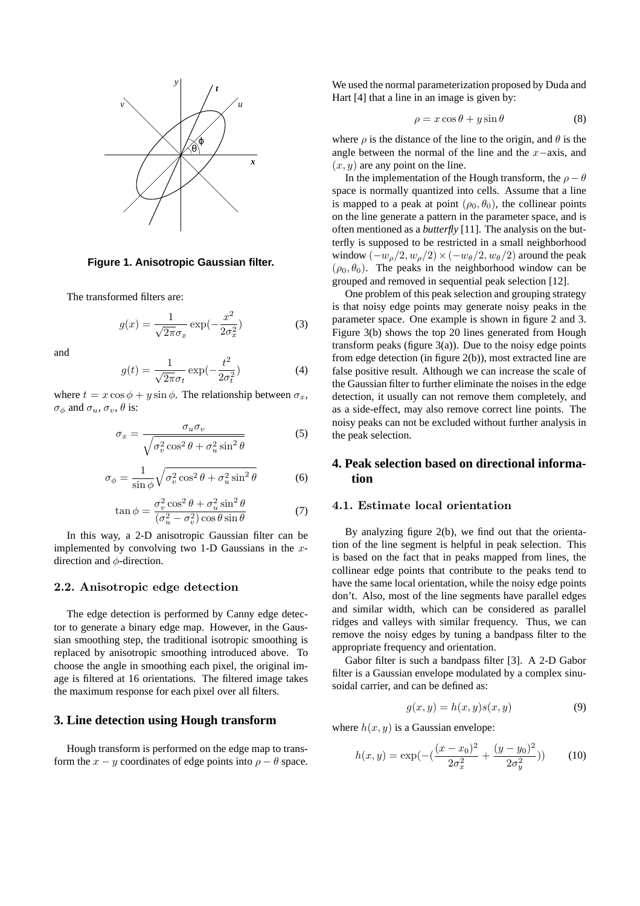**Figure 1. Anisotropic Gaussian filter.**

The transformed filters are:

$$g(x) = \frac{1}{\sqrt{2\pi}\sigma_x} \exp(-\frac{x^2}{2\sigma_x^2}) \tag{3}$$

and

$$g(t) = \frac{1}{\sqrt{2\pi}\sigma_t} \exp(-\frac{t^2}{2\sigma_t^2}) \tag{4}$$

where $t = x\cos\phi + y\sin\phi$. The relationship between $\sigma_x$, $\sigma_\phi$ and $\sigma_u$, $\sigma_v$, $\theta$ is:

$$\sigma_x = \frac{\sigma_u \sigma_v}{\sqrt{\sigma_v^2 \cos^2\theta + \sigma_u^2 \sin^2\theta}} \tag{5}$$

$$\sigma_\phi = \frac{1}{\sin\phi}\sqrt{\sigma_v^2 \cos^2\theta + \sigma_u^2 \sin^2\theta} \tag{6}$$

$$\tan\phi = \frac{\sigma_v^2 \cos^2\theta + \sigma_u^2 \sin^2\theta}{(\sigma_u^2 - \sigma_v^2)\cos\theta\sin\theta} \tag{7}$$

In this way, a 2-D anisotropic Gaussian filter can be implemented by convolving two 1-D Gaussians in the $x$-direction and $\phi$-direction.

### 2.2. Anisotropic edge detection

The edge detection is performed by Canny edge detector to generate a binary edge map. However, in the Gaussian smoothing step, the traditional isotropic smoothing is replaced by anisotropic smoothing introduced above. To choose the angle in smoothing each pixel, the original image is filtered at 16 orientations. The filtered image takes the maximum response for each pixel over all filters.

## 3. Line detection using Hough transform

Hough transform is performed on the edge map to transform the $x - y$ coordinates of edge points into $\rho - \theta$ space. We used the normal parameterization proposed by Duda and Hart [4] that a line in an image is given by:

$$\rho = x\cos\theta + y\sin\theta \tag{8}$$

where $\rho$ is the distance of the line to the origin, and $\theta$ is the angle between the normal of the line and the $x-$axis, and $(x, y)$ are any point on the line.

In the implementation of the Hough transform, the $\rho - \theta$ space is normally quantized into cells. Assume that a line is mapped to a peak at point $(\rho_0, \theta_0)$, the collinear points on the line generate a pattern in the parameter space, and is often mentioned as a *butterfly* [11]. The analysis on the butterfly is supposed to be restricted in a small neighborhood window $(-w_\rho/2, w_\rho/2) \times (-w_\theta/2, w_\theta/2)$ around the peak $(\rho_0, \theta_0)$. The peaks in the neighborhood window can be grouped and removed in sequential peak selection [12].

One problem of this peak selection and grouping strategy is that noisy edge points may generate noisy peaks in the parameter space. One example is shown in figure 2 and 3. Figure 3(b) shows the top 20 lines generated from Hough transform peaks (figure 3(a)). Due to the noisy edge points from edge detection (in figure 2(b)), most extracted line are false positive result. Although we can increase the scale of the Gaussian filter to further eliminate the noises in the edge detection, it usually can not remove them completely, and as a side-effect, may also remove correct line points. The noisy peaks can not be excluded without further analysis in the peak selection.

## 4. Peak selection based on directional information

### 4.1. Estimate local orientation

By analyzing figure 2(b), we find out that the orientation of the line segment is helpful in peak selection. This is based on the fact that in peaks mapped from lines, the collinear edge points that contribute to the peaks tend to have the same local orientation, while the noisy edge points don't. Also, most of the line segments have parallel edges and similar width, which can be considered as parallel ridges and valleys with similar frequency. Thus, we can remove the noisy edges by tuning a bandpass filter to the appropriate frequency and orientation.

Gabor filter is such a bandpass filter [3]. A 2-D Gabor filter is a Gaussian envelope modulated by a complex sinusoidal carrier, and can be defined as:

$$g(x, y) = h(x, y)s(x, y) \tag{9}$$

where $h(x, y)$ is a Gaussian envelope:

$$h(x, y) = \exp(-(\frac{(x - x_0)^2}{2\sigma_x^2} + \frac{(y - y_0)^2}{2\sigma_y^2})) \tag{10}$$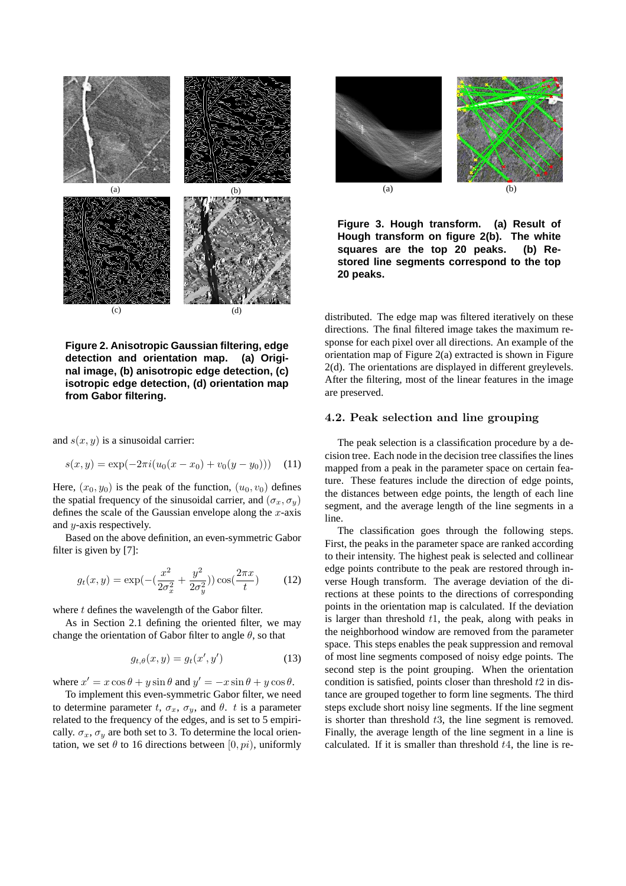Figure 2. Anisotropic Gaussian filtering, edge detection and orientation map. (a) Original image, (b) anisotropic edge detection, (c) isotropic edge detection, (d) orientation map from Gabor filtering.

and $s(x, y)$ is a sinusoidal carrier:

$$s(x, y) = \exp(-2\pi i(u_0(x - x_0) + v_0(y - y_0))) \quad (11)$$

Here, $(x_0, y_0)$ is the peak of the function, $(u_0, v_0)$ defines the spatial frequency of the sinusoidal carrier, and $(\sigma_x, \sigma_y)$ defines the scale of the Gaussian envelope along the $x$-axis and $y$-axis respectively.

Based on the above definition, an even-symmetric Gabor filter is given by [7]:

$$g_t(x, y) = \exp(-(\frac{x^2}{2\sigma_x^2} + \frac{y^2}{2\sigma_y^2}))\cos(\frac{2\pi x}{t}) \quad (12)$$

where $t$ defines the wavelength of the Gabor filter.

As in Section 2.1 defining the oriented filter, we may change the orientation of Gabor filter to angle $\theta$, so that

$$g_{t,\theta}(x, y) = g_t(x', y') \quad (13)$$

where $x' = x\cos\theta + y\sin\theta$ and $y' = -x\sin\theta + y\cos\theta$.

To implement this even-symmetric Gabor filter, we need to determine parameter $t$, $\sigma_x$, $\sigma_y$, and $\theta$. $t$ is a parameter related to the frequency of the edges, and is set to 5 empirically. $\sigma_x$, $\sigma_y$ are both set to 3. To determine the local orientation, we set $\theta$ to 16 directions between $[0, pi)$, uniformly distributed. The edge map was filtered iteratively on these directions. The final filtered image takes the maximum response for each pixel over all directions. An example of the orientation map of Figure 2(a) extracted is shown in Figure 2(d). The orientations are displayed in different greylevels. After the filtering, most of the linear features in the image are preserved.

Figure 3. Hough transform. (a) Result of Hough transform on figure 2(b). The white squares are the top 20 peaks. (b) Restored line segments correspond to the top 20 peaks.

### 4.2. Peak selection and line grouping

The peak selection is a classification procedure by a decision tree. Each node in the decision tree classifies the lines mapped from a peak in the parameter space on certain feature. These features include the direction of edge points, the distances between edge points, the length of each line segment, and the average length of the line segments in a line.

The classification goes through the following steps. First, the peaks in the parameter space are ranked according to their intensity. The highest peak is selected and collinear edge points contribute to the peak are restored through inverse Hough transform. The average deviation of the directions at these points to the directions of corresponding points in the orientation map is calculated. If the deviation is larger than threshold $t1$, the peak, along with peaks in the neighborhood window are removed from the parameter space. This steps enables the peak suppression and removal of most line segments composed of noisy edge points. The second step is the point grouping. When the orientation condition is satisfied, points closer than threshold $t2$ in distance are grouped together to form line segments. The third steps exclude short noisy line segments. If the line segment is shorter than threshold $t3$, the line segment is removed. Finally, the average length of the line segment in a line is calculated. If it is smaller than threshold $t4$, the line is re-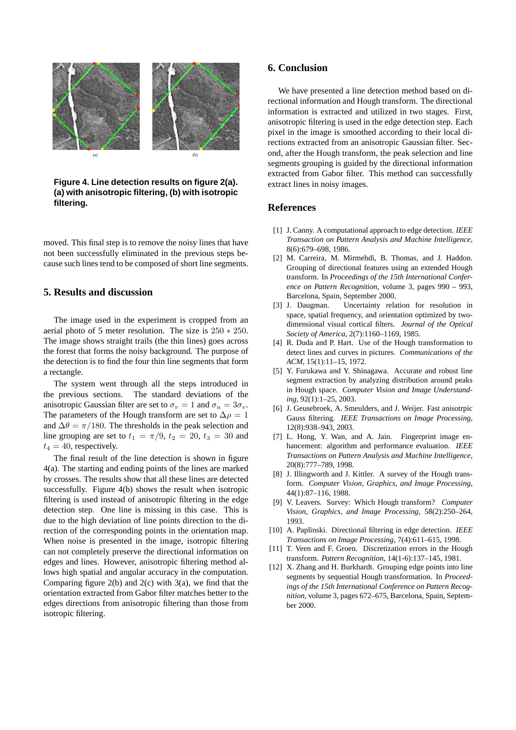(a)

(b)

**Figure 4. Line detection results on figure 2(a). (a) with anisotropic filtering, (b) with isotropic filtering.**

moved. This final step is to remove the noisy lines that have not been successfully eliminated in the previous steps because such lines tend to be composed of short line segments.

## 5. Results and discussion

The image used in the experiment is cropped from an aerial photo of 5 meter resolution. The size is $250 * 250$. The image shows straight trails (the thin lines) goes across the forest that forms the noisy background. The purpose of the detection is to find the four thin line segments that form a rectangle.

The system went through all the steps introduced in the previous sections. The standard deviations of the anisotropic Gaussian filter are set to $\sigma_v = 1$ and $\sigma_u = 3\sigma_v$. The parameters of the Hough transform are set to $\Delta\rho = 1$ and $\Delta\theta = \pi/180$. The thresholds in the peak selection and line grouping are set to $t_1 = \pi/9$, $t_2 = 20$, $t_3 = 30$ and $t_4 = 40$, respectively.

The final result of the line detection is shown in figure 4(a). The starting and ending points of the lines are marked by crosses. The results show that all these lines are detected successfully. Figure 4(b) shows the result when isotropic filtering is used instead of anisotropic filtering in the edge detection step. One line is missing in this case. This is due to the high deviation of line points direction to the direction of the corresponding points in the orientation map. When noise is presented in the image, isotropic filtering can not completely preserve the directional information on edges and lines. However, anisotropic filtering method allows high spatial and angular accuracy in the computation. Comparing figure 2(b) and 2(c) with 3(a), we find that the orientation extracted from Gabor filter matches better to the edges directions from anisotropic filtering than those from isotropic filtering.

## 6. Conclusion

We have presented a line detection method based on directional information and Hough transform. The directional information is extracted and utilized in two stages. First, anisotropic filtering is used in the edge detection step. Each pixel in the image is smoothed according to their local directions extracted from an anisotropic Gaussian filter. Second, after the Hough transform, the peak selection and line segments grouping is guided by the directional information extracted from Gabor filter. This method can successfully extract lines in noisy images.

## References

[1] J. Canny. A computational approach to edge detection. *IEEE Transaction on Pattern Analysis and Machine Intelligence*, 8(6):679–698, 1986.

[2] M. Carreira, M. Mirmehdi, B. Thomas, and J. Haddon. Grouping of directional features using an extended Hough transform. In *Proceedings of the 15th International Conference on Pattern Recognition*, volume 3, pages 990 – 993, Barcelona, Spain, September 2000.

[3] J. Daugman. Uncertainty relation for resolution in space, spatial frequency, and orientation optimized by two-dimensional visual cortical filters. *Journal of the Optical Society of America*, 2(7):1160–1169, 1985.

[4] R. Duda and P. Hart. Use of the Hough transformation to detect lines and curves in pictures. *Communications of the ACM*, 15(1):11–15, 1972.

[5] Y. Furukawa and Y. Shinagawa. Accurate and robust line segment extraction by analyzing distribution around peaks in Hough space. *Computer Vision and Image Understanding*, 92(1):1–25, 2003.

[6] J. Geusebroek, A. Smeulders, and J. Weijer. Fast anisotrpic Gauss filtering. *IEEE Transactions on Image Processing*, 12(8):938–943, 2003.

[7] L. Hong, Y. Wan, and A. Jain. Fingerprint image enhancement: algorithm and performance evaluation. *IEEE Transactions on Pattern Analysis and Machine Intelligence*, 20(8):777–789, 1998.

[8] J. Illingworth and J. Kittler. A survey of the Hough transform. *Computer Vision, Graphics, and Image Processing*, 44(1):87–116, 1988.

[9] V. Leavers. Survey: Which Hough transform? *Computer Vision, Graphics, and Image Processing*, 58(2):250–264, 1993.

[10] A. Paplinski. Directional filtering in edge detection. *IEEE Transactions on Image Processing*, 7(4):611–615, 1998.

[11] T. Veen and F. Groen. Discretization errors in the Hough transform. *Pattern Recognition*, 14(1-6):137–145, 1981.

[12] X. Zhang and H. Burkhardt. Grouping edge points into line segments by sequential Hough transformation. In *Proceedings of the 15th International Conference on Pattern Recognition*, volume 3, pages 672–675, Barcelona, Spain, September 2000.